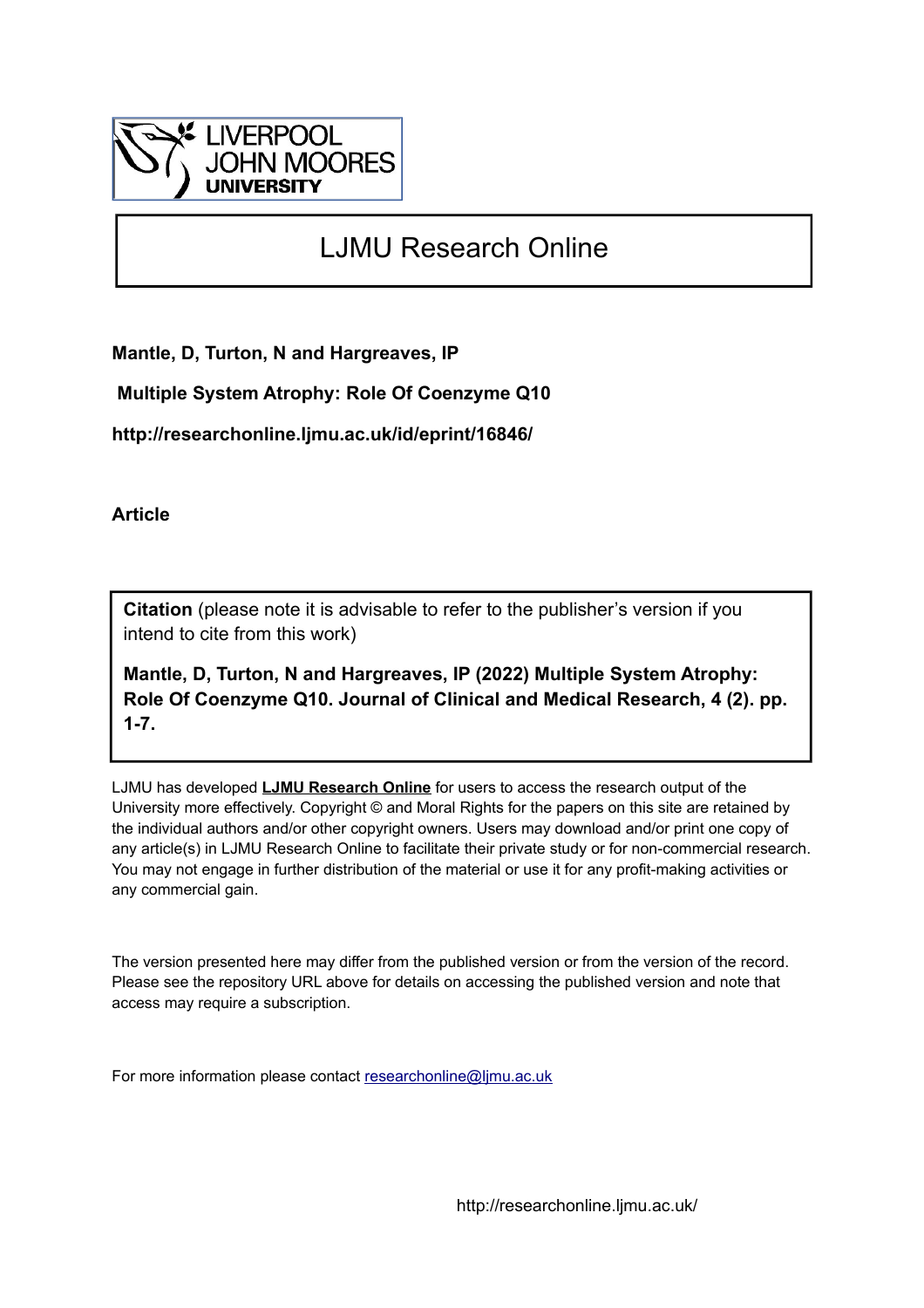LIVERPOOL JOHN MOORES UNIVERSITY

# LJMU Research Online

**Mantle, D, Turton, N and Hargreaves, IP**

**Multiple System Atrophy: Role Of Coenzyme Q10**

**http://researchonline.ljmu.ac.uk/id/eprint/16846/**

**Article**

**Citation** (please note it is advisable to refer to the publisher's version if you intend to cite from this work)

**Mantle, D, Turton, N and Hargreaves, IP (2022) Multiple System Atrophy: Role Of Coenzyme Q10. Journal of Clinical and Medical Research, 4 (2). pp. 1-7.**

LJMU has developed **LJMU Research Online** for users to access the research output of the University more effectively. Copyright © and Moral Rights for the papers on this site are retained by the individual authors and/or other copyright owners. Users may download and/or print one copy of any article(s) in LJMU Research Online to facilitate their private study or for non-commercial research. You may not engage in further distribution of the material or use it for any profit-making activities or any commercial gain.

The version presented here may differ from the published version or from the version of the record. Please see the repository URL above for details on accessing the published version and note that access may require a subscription.

For more information please contact researchonline@ljmu.ac.uk

http://researchonline.ljmu.ac.uk/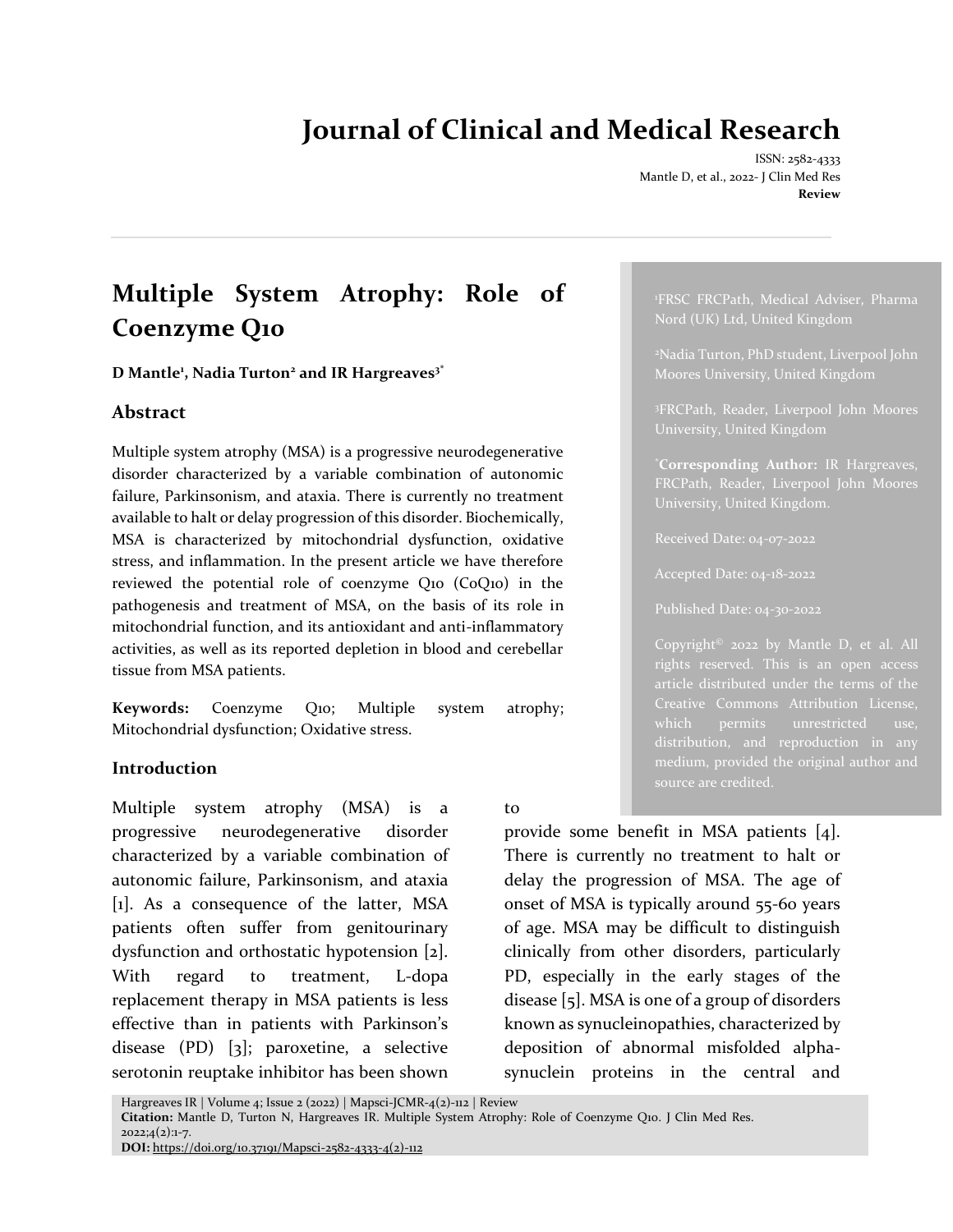# Multiple System Atrophy: Role of Coenzyme Q10

**D Mantle[1], Nadia Turton[2] and IR Hargreaves[3*]**

[1]FRSC FRCPath, Medical Adviser, Pharma Nord (UK) Ltd, United Kingdom

[2]Nadia Turton, PhD student, Liverpool John Moores University, United Kingdom

[3]FRCPath, Reader, Liverpool John Moores University, United Kingdom

[*]**Corresponding Author:** IR Hargreaves, FRCPath, Reader, Liverpool John Moores University, United Kingdom.

Received Date: 04-07-2022

Accepted Date: 04-18-2022

Published Date: 04-30-2022

Copyright© 2022 by Mantle D, et al. All rights reserved. This is an open access article distributed under the terms of the Creative Commons Attribution License, which permits unrestricted use, distribution, and reproduction in any medium, provided the original author and source are credited.

## Abstract

Multiple system atrophy (MSA) is a progressive neurodegenerative disorder characterized by a variable combination of autonomic failure, Parkinsonism, and ataxia. There is currently no treatment available to halt or delay progression of this disorder. Biochemically, MSA is characterized by mitochondrial dysfunction, oxidative stress, and inflammation. In the present article we have therefore reviewed the potential role of coenzyme Q10 (CoQ10) in the pathogenesis and treatment of MSA, on the basis of its role in mitochondrial function, and its antioxidant and anti-inflammatory activities, as well as its reported depletion in blood and cerebellar tissue from MSA patients.

**Keywords:** Coenzyme Q10; Multiple system atrophy; Mitochondrial dysfunction; Oxidative stress.

## Introduction

Multiple system atrophy (MSA) is a progressive neurodegenerative disorder characterized by a variable combination of autonomic failure, Parkinsonism, and ataxia [1]. As a consequence of the latter, MSA patients often suffer from genitourinary dysfunction and orthostatic hypotension [2]. With regard to treatment, L-dopa replacement therapy in MSA patients is less effective than in patients with Parkinson's disease (PD) [3]; paroxetine, a selective serotonin reuptake inhibitor has been shown to provide some benefit in MSA patients [4]. There is currently no treatment to halt or delay the progression of MSA. The age of onset of MSA is typically around 55-60 years of age. MSA may be difficult to distinguish clinically from other disorders, particularly PD, especially in the early stages of the disease [5]. MSA is one of a group of disorders known as synucleinopathies, characterized by deposition of abnormal misfolded alpha-synuclein proteins in the central and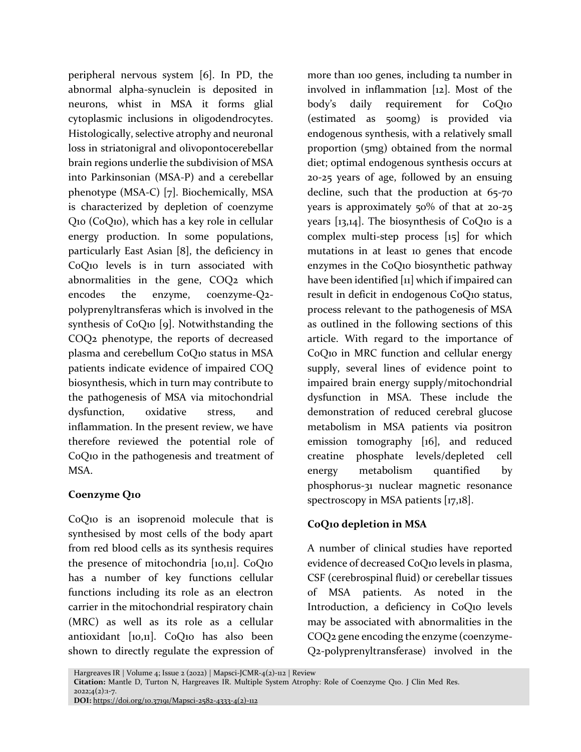peripheral nervous system [6]. In PD, the abnormal alpha-synuclein is deposited in neurons, whilst in MSA it forms glial cytoplasmic inclusions in oligodendrocytes. Histologically, selective atrophy and neuronal loss in striatonigral and olivopontocerebellar brain regions underlie the subdivision of MSA into Parkinsonian (MSA-P) and a cerebellar phenotype (MSA-C) [7]. Biochemically, MSA is characterized by depletion of coenzyme Q10 (CoQ10), which has a key role in cellular energy production. In some populations, particularly East Asian [8], the deficiency in CoQ10 levels is in turn associated with abnormalities in the gene, COQ2 which encodes the enzyme, coenzyme-Q2-polyprenyltransferas which is involved in the synthesis of CoQ10 [9]. Notwithstanding the COQ2 phenotype, the reports of decreased plasma and cerebellum CoQ10 status in MSA patients indicate evidence of impaired COQ biosynthesis, which in turn may contribute to the pathogenesis of MSA via mitochondrial dysfunction, oxidative stress, and inflammation. In the present review, we have therefore reviewed the potential role of CoQ10 in the pathogenesis and treatment of MSA.

## Coenzyme Q10

CoQ10 is an isoprenoid molecule that is synthesised by most cells of the body apart from red blood cells as its synthesis requires the presence of mitochondria [10,11]. CoQ10 has a number of key functions cellular functions including its role as an electron carrier in the mitochondrial respiratory chain (MRC) as well as its role as a cellular antioxidant [10,11]. CoQ10 has also been shown to directly regulate the expression of more than 100 genes, including ta number in involved in inflammation [12]. Most of the body's daily requirement for CoQ10 (estimated as 500mg) is provided via endogenous synthesis, with a relatively small proportion (5mg) obtained from the normal diet; optimal endogenous synthesis occurs at 20-25 years of age, followed by an ensuing decline, such that the production at 65-70 years is approximately 50% of that at 20-25 years [13,14]. The biosynthesis of CoQ10 is a complex multi-step process [15] for which mutations in at least 10 genes that encode enzymes in the CoQ10 biosynthetic pathway have been identified [11] which if impaired can result in deficit in endogenous CoQ10 status, process relevant to the pathogenesis of MSA as outlined in the following sections of this article. With regard to the importance of CoQ10 in MRC function and cellular energy supply, several lines of evidence point to impaired brain energy supply/mitochondrial dysfunction in MSA. These include the demonstration of reduced cerebral glucose metabolism in MSA patients via positron emission tomography [16], and reduced creatine phosphate levels/depleted cell energy metabolism quantified by phosphorus-31 nuclear magnetic resonance spectroscopy in MSA patients [17,18].

## CoQ10 depletion in MSA

A number of clinical studies have reported evidence of decreased CoQ10 levels in plasma, CSF (cerebrospinal fluid) or cerebellar tissues of MSA patients. As noted in the Introduction, a deficiency in CoQ10 levels may be associated with abnormalities in the COQ2 gene encoding the enzyme (coenzyme-Q2-polyprenyltransferase) involved in the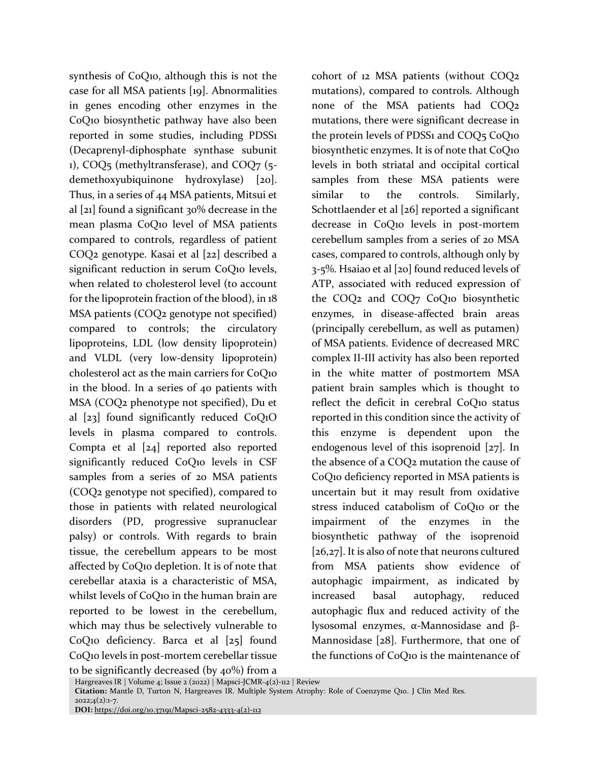synthesis of CoQ10, although this is not the case for all MSA patients [19]. Abnormalities in genes encoding other enzymes in the CoQ10 biosynthetic pathway have also been reported in some studies, including PDSS1 (Decaprenyl-diphosphate synthase subunit 1), COQ5 (methyltransferase), and COQ7 (5-demethoxyubiquinone hydroxylase) [20]. Thus, in a series of 44 MSA patients, Mitsui et al [21] found a significant 30% decrease in the mean plasma CoQ10 level of MSA patients compared to controls, regardless of patient COQ2 genotype. Kasai et al [22] described a significant reduction in serum CoQ10 levels, when related to cholesterol level (to account for the lipoprotein fraction of the blood), in 18 MSA patients (COQ2 genotype not specified) compared to controls; the circulatory lipoproteins, LDL (low density lipoprotein) and VLDL (very low-density lipoprotein) cholesterol act as the main carriers for CoQ10 in the blood. In a series of 40 patients with MSA (COQ2 phenotype not specified), Du et al [23] found significantly reduced CoQ1O levels in plasma compared to controls. Compta et al [24] reported also reported significantly reduced CoQ10 levels in CSF samples from a series of 20 MSA patients (COQ2 genotype not specified), compared to those in patients with related neurological disorders (PD, progressive supranuclear palsy) or controls. With regards to brain tissue, the cerebellum appears to be most affected by CoQ10 depletion. It is of note that cerebellar ataxia is a characteristic of MSA, whilst levels of CoQ10 in the human brain are reported to be lowest in the cerebellum, which may thus be selectively vulnerable to CoQ10 deficiency. Barca et al [25] found CoQ10 levels in post-mortem cerebellar tissue to be significantly decreased (by 40%) from a cohort of 12 MSA patients (without COQ2 mutations), compared to controls. Although none of the MSA patients had COQ2 mutations, there were significant decrease in the protein levels of PDSS1 and COQ5 CoQ10 biosynthetic enzymes. It is of note that CoQ10 levels in both striatal and occipital cortical samples from these MSA patients were similar to the controls. Similarly, Schottlaender et al [26] reported a significant decrease in CoQ10 levels in post-mortem cerebellum samples from a series of 20 MSA cases, compared to controls, although only by 3-5%. Hsaiao et al [20] found reduced levels of ATP, associated with reduced expression of the COQ2 and COQ7 CoQ10 biosynthetic enzymes, in disease-affected brain areas (principally cerebellum, as well as putamen) of MSA patients. Evidence of decreased MRC complex II-III activity has also been reported in the white matter of postmortem MSA patient brain samples which is thought to reflect the deficit in cerebral CoQ10 status reported in this condition since the activity of this enzyme is dependent upon the endogenous level of this isoprenoid [27]. In the absence of a COQ2 mutation the cause of CoQ10 deficiency reported in MSA patients is uncertain but it may result from oxidative stress induced catabolism of CoQ10 or the impairment of the enzymes in the biosynthetic pathway of the isoprenoid [26,27]. It is also of note that neurons cultured from MSA patients show evidence of autophagic impairment, as indicated by increased basal autophagy, reduced autophagic flux and reduced activity of the lysosomal enzymes, α-Mannosidase and β-Mannosidase [28]. Furthermore, that one of the functions of CoQ10 is the maintenance of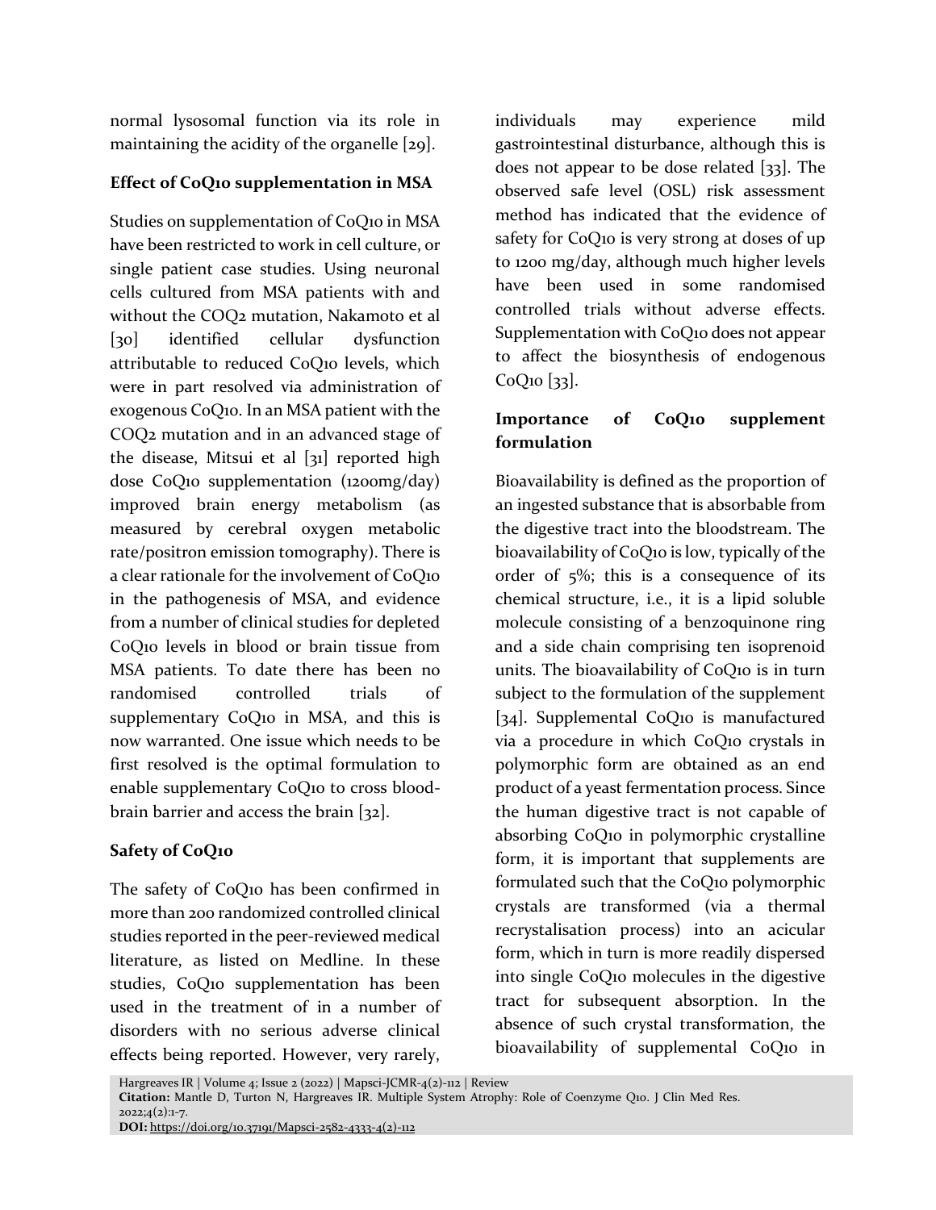normal lysosomal function via its role in maintaining the acidity of the organelle [29].

### Effect of CoQ10 supplementation in MSA

Studies on supplementation of CoQ10 in MSA have been restricted to work in cell culture, or single patient case studies. Using neuronal cells cultured from MSA patients with and without the COQ2 mutation, Nakamoto et al [30] identified cellular dysfunction attributable to reduced CoQ10 levels, which were in part resolved via administration of exogenous CoQ10. In an MSA patient with the COQ2 mutation and in an advanced stage of the disease, Mitsui et al [31] reported high dose CoQ10 supplementation (1200mg/day) improved brain energy metabolism (as measured by cerebral oxygen metabolic rate/positron emission tomography). There is a clear rationale for the involvement of CoQ10 in the pathogenesis of MSA, and evidence from a number of clinical studies for depleted CoQ10 levels in blood or brain tissue from MSA patients. To date there has been no randomised controlled trials of supplementary CoQ10 in MSA, and this is now warranted. One issue which needs to be first resolved is the optimal formulation to enable supplementary CoQ10 to cross blood-brain barrier and access the brain [32].

### Safety of CoQ10

The safety of CoQ10 has been confirmed in more than 200 randomized controlled clinical studies reported in the peer-reviewed medical literature, as listed on Medline. In these studies, CoQ10 supplementation has been used in the treatment of in a number of disorders with no serious adverse clinical effects being reported. However, very rarely, individuals may experience mild gastrointestinal disturbance, although this is does not appear to be dose related [33]. The observed safe level (OSL) risk assessment method has indicated that the evidence of safety for CoQ10 is very strong at doses of up to 1200 mg/day, although much higher levels have been used in some randomised controlled trials without adverse effects. Supplementation with CoQ10 does not appear to affect the biosynthesis of endogenous CoQ10 [33].

### Importance of CoQ10 supplement formulation

Bioavailability is defined as the proportion of an ingested substance that is absorbable from the digestive tract into the bloodstream. The bioavailability of CoQ10 is low, typically of the order of 5%; this is a consequence of its chemical structure, i.e., it is a lipid soluble molecule consisting of a benzoquinone ring and a side chain comprising ten isoprenoid units. The bioavailability of CoQ10 is in turn subject to the formulation of the supplement [34]. Supplemental CoQ10 is manufactured via a procedure in which CoQ10 crystals in polymorphic form are obtained as an end product of a yeast fermentation process. Since the human digestive tract is not capable of absorbing CoQ10 in polymorphic crystalline form, it is important that supplements are formulated such that the CoQ10 polymorphic crystals are transformed (via a thermal recrystalisation process) into an acicular form, which in turn is more readily dispersed into single CoQ10 molecules in the digestive tract for subsequent absorption. In the absence of such crystal transformation, the bioavailability of supplemental CoQ10 in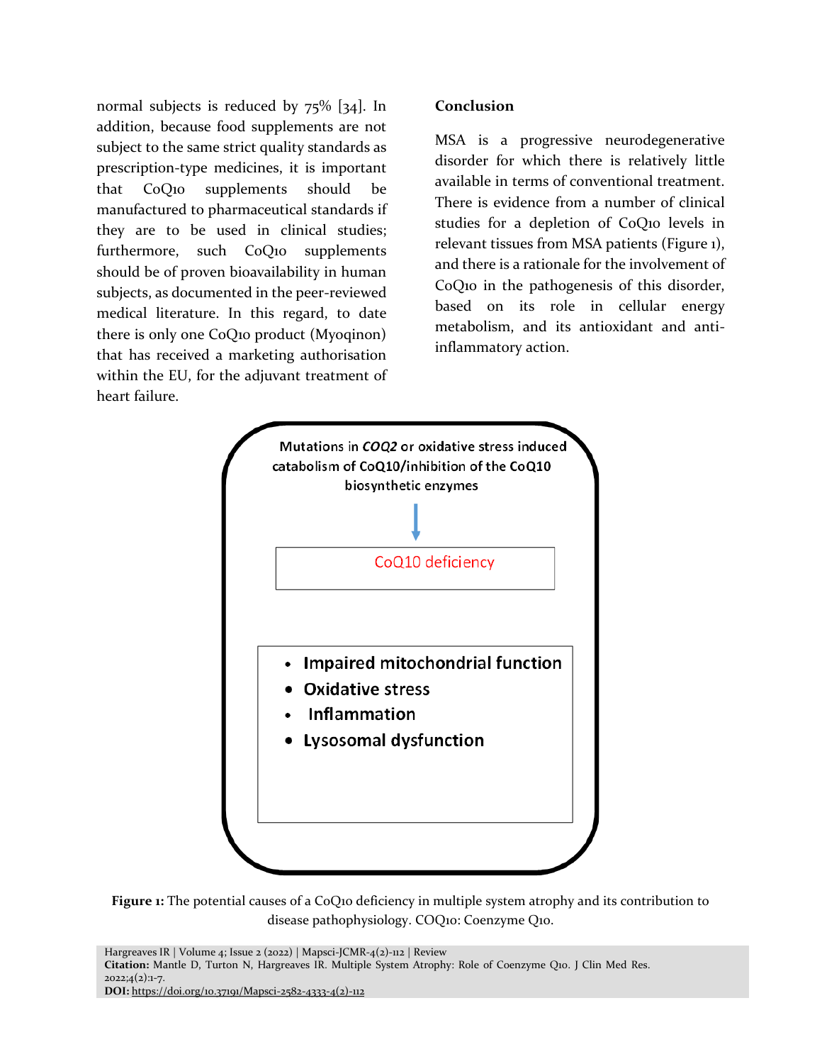normal subjects is reduced by 75% [34]. In addition, because food supplements are not subject to the same strict quality standards as prescription-type medicines, it is important that CoQ10 supplements should be manufactured to pharmaceutical standards if they are to be used in clinical studies; furthermore, such CoQ10 supplements should be of proven bioavailability in human subjects, as documented in the peer-reviewed medical literature. In this regard, to date there is only one CoQ10 product (Myoqinon) that has received a marketing authorisation within the EU, for the adjuvant treatment of heart failure.

## Conclusion

MSA is a progressive neurodegenerative disorder for which there is relatively little available in terms of conventional treatment. There is evidence from a number of clinical studies for a depletion of CoQ10 levels in relevant tissues from MSA patients (Figure 1), and there is a rationale for the involvement of CoQ10 in the pathogenesis of this disorder, based on its role in cellular energy metabolism, and its antioxidant and anti-inflammatory action.

Mutations in *COQ2* or oxidative stress induced catabolism of CoQ10/inhibition of the CoQ10 biosynthetic enzymes

↓

CoQ10 deficiency

- Impaired mitochondrial function
- Oxidative stress
- Inflammation
- Lysosomal dysfunction

**Figure 1:** The potential causes of a CoQ10 deficiency in multiple system atrophy and its contribution to disease pathophysiology. COQ10: Coenzyme Q10.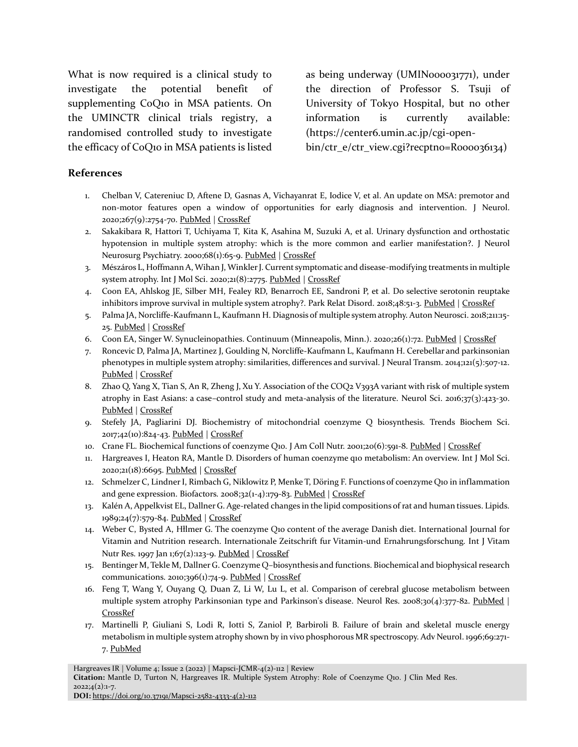What is now required is a clinical study to investigate the potential benefit of supplementing CoQ10 in MSA patients. On the UMINCTR clinical trials registry, a randomised controlled study to investigate the efficacy of CoQ10 in MSA patients is listed as being underway (UMIN000031771), under the direction of Professor S. Tsuji of University of Tokyo Hospital, but no other information is currently available: (https://center6.umin.ac.jp/cgi-open-bin/ctr_e/ctr_view.cgi?recptno=R000036134)

## References

1. Chelban V, Catereniuc D, Aftene D, Gasnas A, Vichayanrat E, Iodice V, et al. An update on MSA: premotor and non-motor features open a window of opportunities for early diagnosis and intervention. J Neurol. 2020;267(9):2754-70. PubMed | CrossRef
2. Sakakibara R, Hattori T, Uchiyama T, Kita K, Asahina M, Suzuki A, et al. Urinary dysfunction and orthostatic hypotension in multiple system atrophy: which is the more common and earlier manifestation?. J Neurol Neurosurg Psychiatry. 2000;68(1):65-9. PubMed | CrossRef
3. Mészáros L, Hoffmann A, Wihan J, Winkler J. Current symptomatic and disease-modifying treatments in multiple system atrophy. Int J Mol Sci. 2020;21(8):2775. PubMed | CrossRef
4. Coon EA, Ahlskog JE, Silber MH, Fealey RD, Benarroch EE, Sandroni P, et al. Do selective serotonin reuptake inhibitors improve survival in multiple system atrophy?. Park Relat Disord. 2018;48:51-3. PubMed | CrossRef
5. Palma JA, Norcliffe-Kaufmann L, Kaufmann H. Diagnosis of multiple system atrophy. Auton Neurosci. 2018;211:15-25. PubMed | CrossRef
6. Coon EA, Singer W. Synucleinopathies. Continuum (Minneapolis, Minn.). 2020;26(1):72. PubMed | CrossRef
7. Roncevic D, Palma JA, Martinez J, Goulding N, Norcliffe-Kaufmann L, Kaufmann H. Cerebellar and parkinsonian phenotypes in multiple system atrophy: similarities, differences and survival. J Neural Transm. 2014;121(5):507-12. PubMed | CrossRef
8. Zhao Q, Yang X, Tian S, An R, Zheng J, Xu Y. Association of the COQ2 V393A variant with risk of multiple system atrophy in East Asians: a case–control study and meta-analysis of the literature. Neurol Sci. 2016;37(3):423-30. PubMed | CrossRef
9. Stefely JA, Pagliarini DJ. Biochemistry of mitochondrial coenzyme Q biosynthesis. Trends Biochem Sci. 2017;42(10):824-43. PubMed | CrossRef
10. Crane FL. Biochemical functions of coenzyme Q10. J Am Coll Nutr. 2001;20(6):591-8. PubMed | CrossRef
11. Hargreaves I, Heaton RA, Mantle D. Disorders of human coenzyme q10 metabolism: An overview. Int J Mol Sci. 2020;21(18):6695. PubMed | CrossRef
12. Schmelzer C, Lindner I, Rimbach G, Niklowitz P, Menke T, Döring F. Functions of coenzyme Q10 in inflammation and gene expression. Biofactors. 2008;32(1-4):179-83. PubMed | CrossRef
13. Kalén A, Appelkvist EL, Dallner G. Age-related changes in the lipid compositions of rat and human tissues. Lipids. 1989;24(7):579-84. PubMed | CrossRef
14. Weber C, Bysted A, Hłlmer G. The coenzyme Q10 content of the average Danish diet. International Journal for Vitamin and Nutrition research. Internationale Zeitschrift fur Vitamin-und Ernahrungsforschung. Int J Vitam Nutr Res. 1997 Jan 1;67(2):123-9. PubMed | CrossRef
15. Bentinger M, Tekle M, Dallner G. Coenzyme Q–biosynthesis and functions. Biochemical and biophysical research communications. 2010;396(1):74-9. PubMed | CrossRef
16. Feng T, Wang Y, Ouyang Q, Duan Z, Li W, Lu L, et al. Comparison of cerebral glucose metabolism between multiple system atrophy Parkinsonian type and Parkinson's disease. Neurol Res. 2008;30(4):377-82. PubMed | CrossRef
17. Martinelli P, Giuliani S, Lodi R, Iotti S, Zaniol P, Barbiroli B. Failure of brain and skeletal muscle energy metabolism in multiple system atrophy shown by in vivo phosphorous MR spectroscopy. Adv Neurol. 1996;69:271-7. PubMed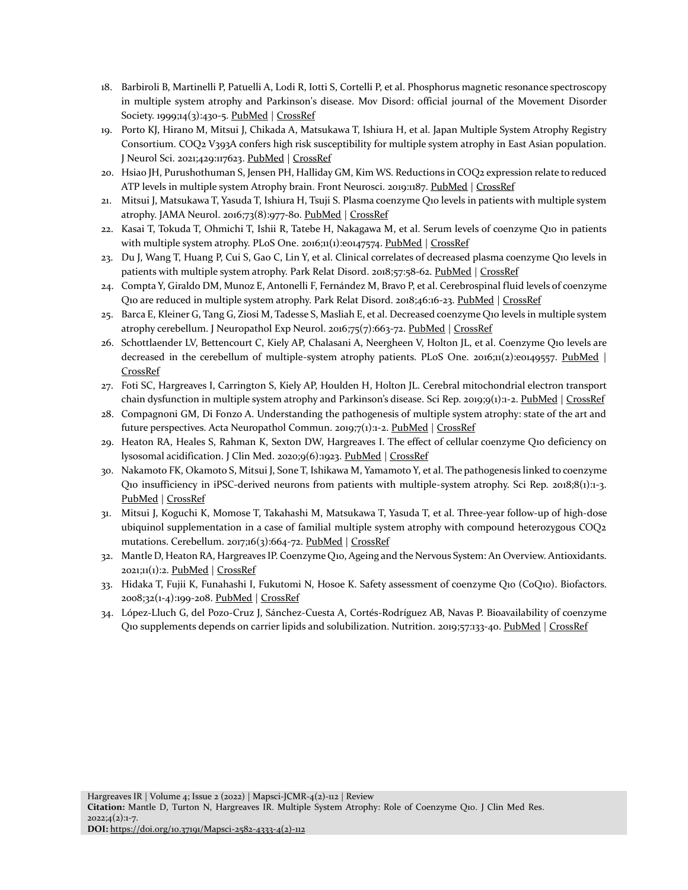18. Barbiroli B, Martinelli P, Patuelli A, Lodi R, Iotti S, Cortelli P, et al. Phosphorus magnetic resonance spectroscopy in multiple system atrophy and Parkinson's disease. Mov Disord: official journal of the Movement Disorder Society. 1999;14(3):430-5. PubMed | CrossRef
19. Porto KJ, Hirano M, Mitsui J, Chikada A, Matsukawa T, Ishiura H, et al. Japan Multiple System Atrophy Registry Consortium. COQ2 V393A confers high risk susceptibility for multiple system atrophy in East Asian population. J Neurol Sci. 2021;429:117623. PubMed | CrossRef
20. Hsiao JH, Purushothuman S, Jensen PH, Halliday GM, Kim WS. Reductions in COQ2 expression relate to reduced ATP levels in multiple system Atrophy brain. Front Neurosci. 2019:1187. PubMed | CrossRef
21. Mitsui J, Matsukawa T, Yasuda T, Ishiura H, Tsuji S. Plasma coenzyme Q10 levels in patients with multiple system atrophy. JAMA Neurol. 2016;73(8):977-80. PubMed | CrossRef
22. Kasai T, Tokuda T, Ohmichi T, Ishii R, Tatebe H, Nakagawa M, et al. Serum levels of coenzyme Q10 in patients with multiple system atrophy. PLoS One. 2016;11(1):e0147574. PubMed | CrossRef
23. Du J, Wang T, Huang P, Cui S, Gao C, Lin Y, et al. Clinical correlates of decreased plasma coenzyme Q10 levels in patients with multiple system atrophy. Park Relat Disord. 2018;57:58-62. PubMed | CrossRef
24. Compta Y, Giraldo DM, Munoz E, Antonelli F, Fernández M, Bravo P, et al. Cerebrospinal fluid levels of coenzyme Q10 are reduced in multiple system atrophy. Park Relat Disord. 2018;46:16-23. PubMed | CrossRef
25. Barca E, Kleiner G, Tang G, Ziosi M, Tadesse S, Masliah E, et al. Decreased coenzyme Q10 levels in multiple system atrophy cerebellum. J Neuropathol Exp Neurol. 2016;75(7):663-72. PubMed | CrossRef
26. Schottlaender LV, Bettencourt C, Kiely AP, Chalasani A, Neergheen V, Holton JL, et al. Coenzyme Q10 levels are decreased in the cerebellum of multiple-system atrophy patients. PLoS One. 2016;11(2):e0149557. PubMed | CrossRef
27. Foti SC, Hargreaves I, Carrington S, Kiely AP, Houlden H, Holton JL. Cerebral mitochondrial electron transport chain dysfunction in multiple system atrophy and Parkinson's disease. Sci Rep. 2019;9(1):1-2. PubMed | CrossRef
28. Compagnoni GM, Di Fonzo A. Understanding the pathogenesis of multiple system atrophy: state of the art and future perspectives. Acta Neuropathol Commun. 2019;7(1):1-2. PubMed | CrossRef
29. Heaton RA, Heales S, Rahman K, Sexton DW, Hargreaves I. The effect of cellular coenzyme Q10 deficiency on lysosomal acidification. J Clin Med. 2020;9(6):1923. PubMed | CrossRef
30. Nakamoto FK, Okamoto S, Mitsui J, Sone T, Ishikawa M, Yamamoto Y, et al. The pathogenesis linked to coenzyme Q10 insufficiency in iPSC-derived neurons from patients with multiple-system atrophy. Sci Rep. 2018;8(1):1-3. PubMed | CrossRef
31. Mitsui J, Koguchi K, Momose T, Takahashi M, Matsukawa T, Yasuda T, et al. Three-year follow-up of high-dose ubiquinol supplementation in a case of familial multiple system atrophy with compound heterozygous COQ2 mutations. Cerebellum. 2017;16(3):664-72. PubMed | CrossRef
32. Mantle D, Heaton RA, Hargreaves IP. Coenzyme Q10, Ageing and the Nervous System: An Overview. Antioxidants. 2021;11(1):2. PubMed | CrossRef
33. Hidaka T, Fujii K, Funahashi I, Fukutomi N, Hosoe K. Safety assessment of coenzyme Q10 (CoQ10). Biofactors. 2008;32(1-4):199-208. PubMed | CrossRef
34. López-Lluch G, del Pozo-Cruz J, Sánchez-Cuesta A, Cortés-Rodríguez AB, Navas P. Bioavailability of coenzyme Q10 supplements depends on carrier lipids and solubilization. Nutrition. 2019;57:133-40. PubMed | CrossRef